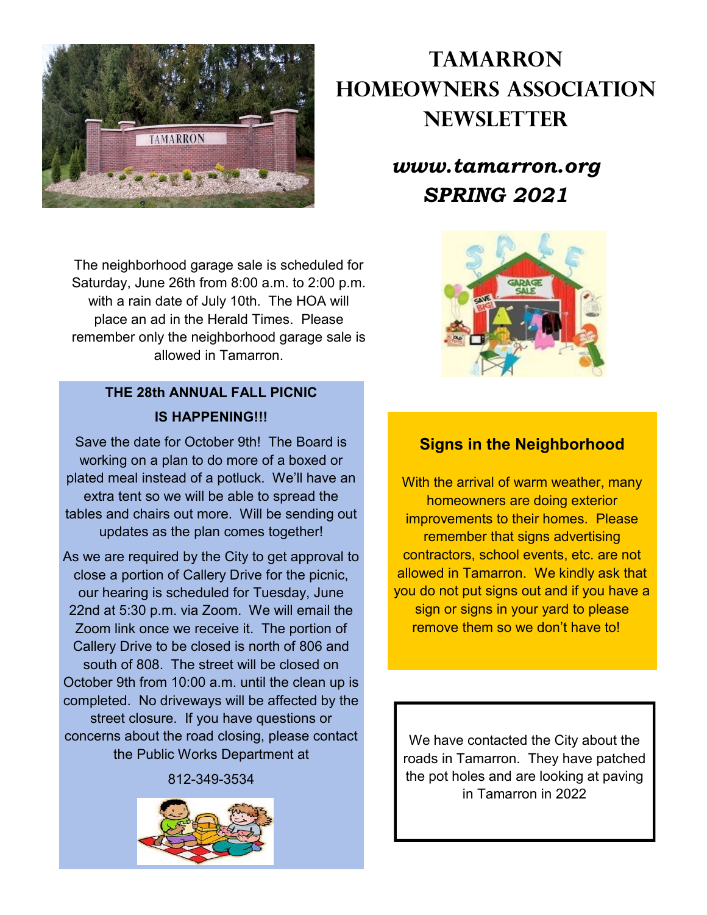# TAMARRON HOMEOWNERS ASSOCIATION NEWSLETTER

***www.tamarron.org***

***SPRING 2021***

The neighborhood garage sale is scheduled for Saturday, June 26th from 8:00 a.m. to 2:00 p.m. with a rain date of July 10th. The HOA will place an ad in the Herald Times. Please remember only the neighborhood garage sale is allowed in Tamarron.

## THE 28th ANNUAL FALL PICNIC IS HAPPENING!!!

Save the date for October 9th! The Board is working on a plan to do more of a boxed or plated meal instead of a potluck. We'll have an extra tent so we will be able to spread the tables and chairs out more. Will be sending out updates as the plan comes together!

As we are required by the City to get approval to close a portion of Callery Drive for the picnic, our hearing is scheduled for Tuesday, June 22nd at 5:30 p.m. via Zoom. We will email the Zoom link once we receive it. The portion of Callery Drive to be closed is north of 806 and south of 808. The street will be closed on October 9th from 10:00 a.m. until the clean up is completed. No driveways will be affected by the street closure. If you have questions or concerns about the road closing, please contact the Public Works Department at

812-349-3534

## Signs in the Neighborhood

With the arrival of warm weather, many homeowners are doing exterior improvements to their homes. Please remember that signs advertising contractors, school events, etc. are not allowed in Tamarron. We kindly ask that you do not put signs out and if you have a sign or signs in your yard to please remove them so we don't have to!

We have contacted the City about the roads in Tamarron. They have patched the pot holes and are looking at paving in Tamarron in 2022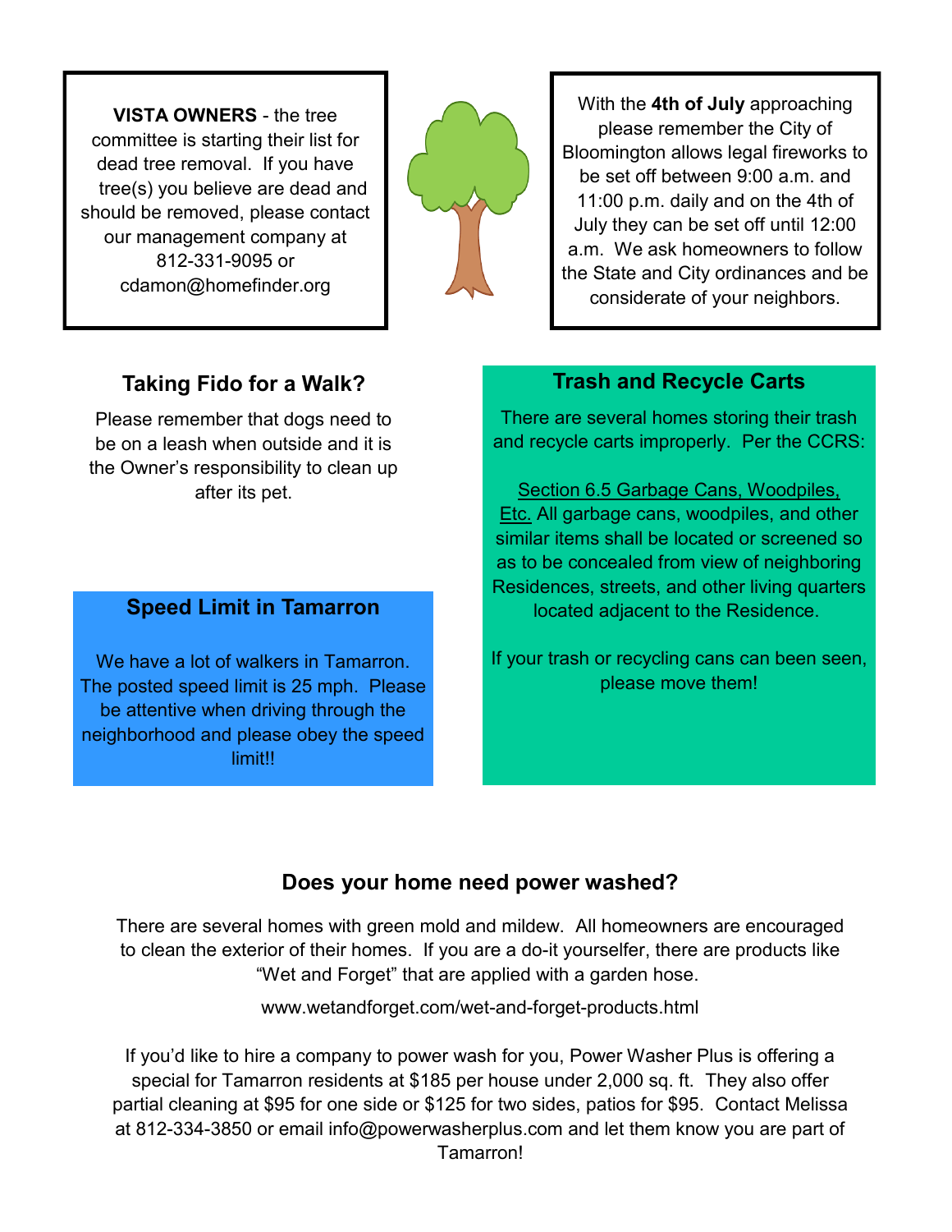**VISTA OWNERS** - the tree committee is starting their list for dead tree removal. If you have tree(s) you believe are dead and should be removed, please contact our management company at 812-331-9095 or cdamon@homefinder.org

With the **4th of July** approaching please remember the City of Bloomington allows legal fireworks to be set off between 9:00 a.m. and 11:00 p.m. daily and on the 4th of July they can be set off until 12:00 a.m. We ask homeowners to follow the State and City ordinances and be considerate of your neighbors.

### Taking Fido for a Walk?

Please remember that dogs need to be on a leash when outside and it is the Owner's responsibility to clean up after its pet.

### Speed Limit in Tamarron

We have a lot of walkers in Tamarron. The posted speed limit is 25 mph. Please be attentive when driving through the neighborhood and please obey the speed limit!!

### Trash and Recycle Carts

There are several homes storing their trash and recycle carts improperly. Per the CCRS:

Section 6.5 Garbage Cans, Woodpiles, Etc. All garbage cans, woodpiles, and other similar items shall be located or screened so as to be concealed from view of neighboring Residences, streets, and other living quarters located adjacent to the Residence.

If your trash or recycling cans can been seen, please move them!

### Does your home need power washed?

There are several homes with green mold and mildew. All homeowners are encouraged to clean the exterior of their homes. If you are a do-it yourselfer, there are products like "Wet and Forget" that are applied with a garden hose.

www.wetandforget.com/wet-and-forget-products.html

If you'd like to hire a company to power wash for you, Power Washer Plus is offering a special for Tamarron residents at $185 per house under 2,000 sq. ft. They also offer partial cleaning at $95 for one side or $125 for two sides, patios for $95. Contact Melissa at 812-334-3850 or email info@powerwasherplus.com and let them know you are part of Tamarron!